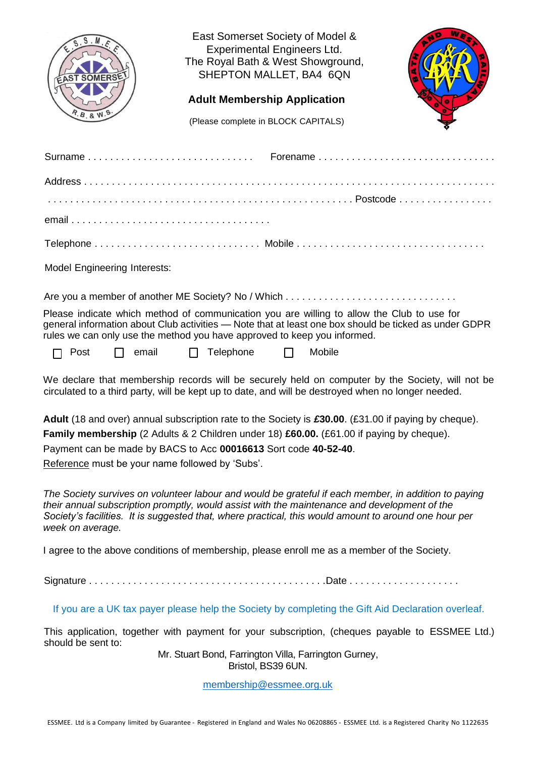East Somerset Society of Model & Experimental Engineers Ltd.
The Royal Bath & West Showground,
SHEPTON MALLET, BA4 6QN

## Adult Membership Application

(Please complete in BLOCK CAPITALS)

Surname . . . . . . . . . . . . . . . . . . . . . . . . . . . . . Forename . . . . . . . . . . . . . . . . . . . . . . . . . . . . . . .

Address . . . . . . . . . . . . . . . . . . . . . . . . . . . . . . . . . . . . . . . . . . . . . . . . . . . . . . . . . . . . . . . . . . . . . . . . . .

. . . . . . . . . . . . . . . . . . . . . . . . . . . . . . . . . . . . . . . . . . . . . . . . . . . . . Postcode . . . . . . . . . . . . . . . . .

email . . . . . . . . . . . . . . . . . . . . . . . . . . . . . . . . . . .

Telephone . . . . . . . . . . . . . . . . . . . . . . . . . . . . . Mobile . . . . . . . . . . . . . . . . . . . . . . . . . . . . . . . . .

Model Engineering Interests:

Are you a member of another ME Society? No / Which . . . . . . . . . . . . . . . . . . . . . . . . . . . . . . .

Please indicate which method of communication you are willing to allow the Club to use for general information about Club activities — Note that at least one box should be ticked as under GDPR rules we can only use the method you have approved to keep you informed.

☐ Post ☐ email ☐ Telephone ☐ Mobile

We declare that membership records will be securely held on computer by the Society, will not be circulated to a third party, will be kept up to date, and will be destroyed when no longer needed.

**Adult** (18 and over) annual subscription rate to the Society is ***£30.00***. (£31.00 if paying by cheque).
**Family membership** (2 Adults & 2 Children under 18) **£60.00.** (£61.00 if paying by cheque).
Payment can be made by BACS to Acc **00016613** Sort code **40-52-40**.
Reference must be your name followed by 'Subs'.

*The Society survives on volunteer labour and would be grateful if each member, in addition to paying their annual subscription promptly, would assist with the maintenance and development of the Society's facilities. It is suggested that, where practical, this would amount to around one hour per week on average.*

I agree to the above conditions of membership, please enroll me as a member of the Society.

Signature . . . . . . . . . . . . . . . . . . . . . . . . . . . . . . . . . . . . . . . . .Date . . . . . . . . . . . . . . . . . . . .

If you are a UK tax payer please help the Society by completing the Gift Aid Declaration overleaf.

This application, together with payment for your subscription, (cheques payable to ESSMEE Ltd.) should be sent to:

Mr. Stuart Bond, Farrington Villa, Farrington Gurney,
Bristol, BS39 6UN.

membership@essmee.org.uk

ESSMEE. Ltd is a Company limited by Guarantee - Registered in England and Wales No 06208865 - ESSMEE Ltd. is a Registered Charity No 1122635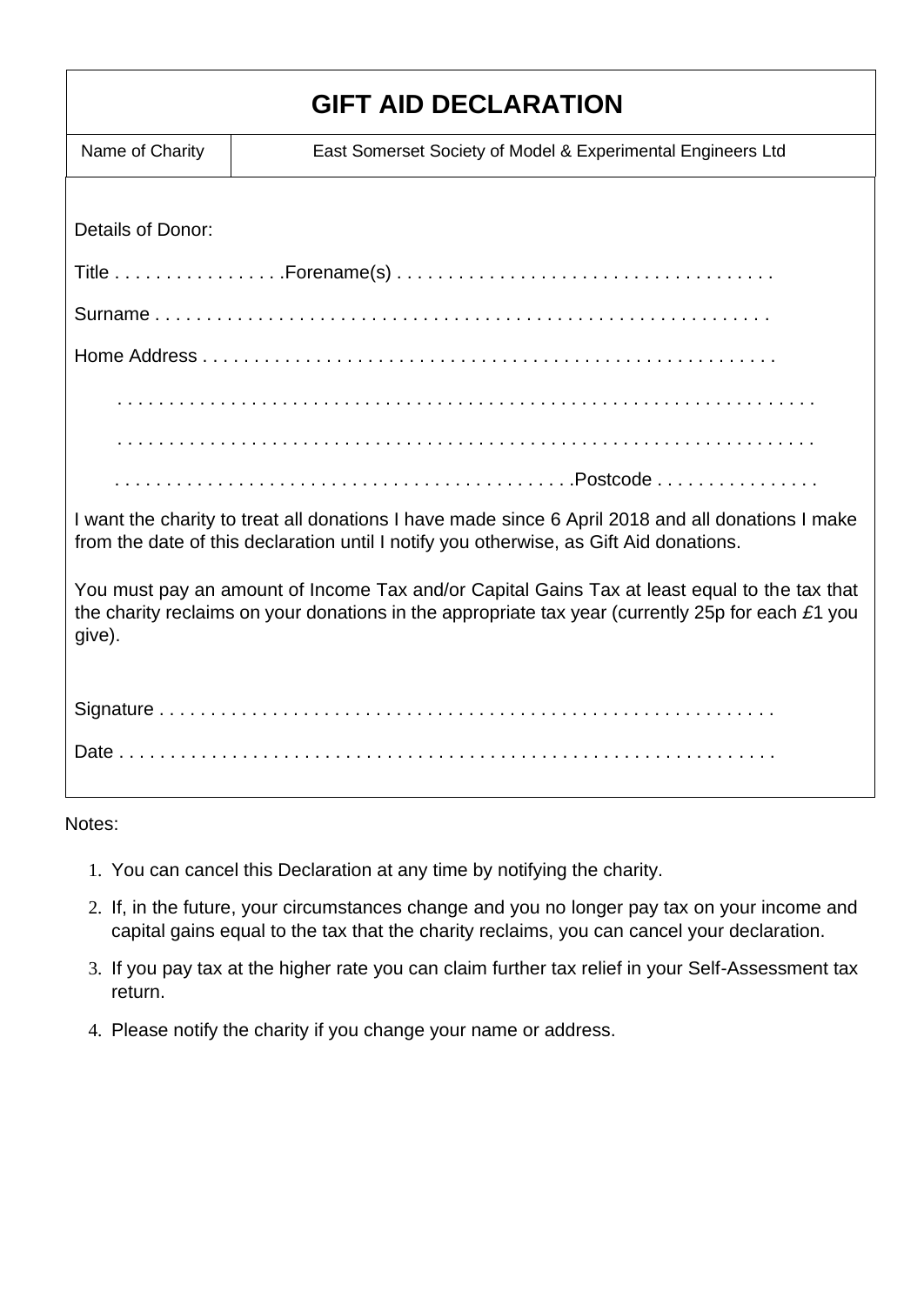# GIFT AID DECLARATION

| Name of Charity | East Somerset Society of Model & Experimental Engineers Ltd |
|---|---|

Details of Donor:

Title . . . . . . . . . . . . . . . . .Forename(s) . . . . . . . . . . . . . . . . . . . . . . . . . . . . . . . . . . . . .

Surname . . . . . . . . . . . . . . . . . . . . . . . . . . . . . . . . . . . . . . . . . . . . . . . . . . . . . . . . . . .

Home Address . . . . . . . . . . . . . . . . . . . . . . . . . . . . . . . . . . . . . . . . . . . . . . . . . . . . . .

. . . . . . . . . . . . . . . . . . . . . . . . . . . . . . . . . . . . . . . . . . . . . . . . . . . . . . . . . . . . . . . . . .

. . . . . . . . . . . . . . . . . . . . . . . . . . . . . . . . . . . . . . . . . . . . . . . . . . . . . . . . . . . . . . . . . .

. . . . . . . . . . . . . . . . . . . . . . . . . . . . . . . . . . . . . . . . . . . . . .Postcode . . . . . . . . . . . . . . . .

I want the charity to treat all donations I have made since 6 April 2018 and all donations I make from the date of this declaration until I notify you otherwise, as Gift Aid donations.

You must pay an amount of Income Tax and/or Capital Gains Tax at least equal to the tax that the charity reclaims on your donations in the appropriate tax year (currently 25p for each £1 you give).

Signature . . . . . . . . . . . . . . . . . . . . . . . . . . . . . . . . . . . . . . . . . . . . . . . . . . . . . . . . . .

Date . . . . . . . . . . . . . . . . . . . . . . . . . . . . . . . . . . . . . . . . . . . . . . . . . . . . . . . . . . . . . . .

Notes:

1. You can cancel this Declaration at any time by notifying the charity.
2. If, in the future, your circumstances change and you no longer pay tax on your income and capital gains equal to the tax that the charity reclaims, you can cancel your declaration.
3. If you pay tax at the higher rate you can claim further tax relief in your Self-Assessment tax return.
4. Please notify the charity if you change your name or address.